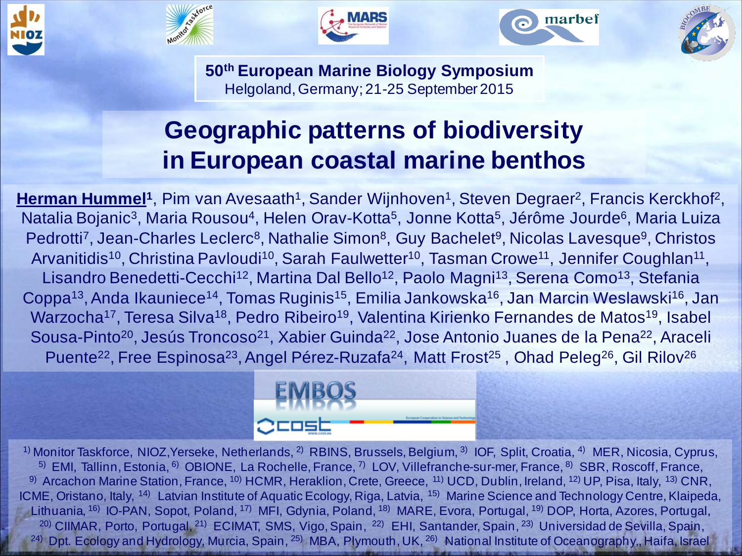**50th European Marine Biology Symposium**
Helgoland, Germany; 21-25 September 2015

# Geographic patterns of biodiversity in European coastal marine benthos

**Herman Hummel[1]**, Pim van Avesaath[1], Sander Wijnhoven[1], Steven Degraer[2], Francis Kerckhof[2], Natalia Bojanic[3], Maria Rousou[4], Helen Orav-Kotta[5], Jonne Kotta[5], Jérôme Jourde[6], Maria Luiza Pedrotti[7], Jean-Charles Leclerc[8], Nathalie Simon[8], Guy Bachelet[9], Nicolas Lavesque[9], Christos Arvanitidis[10], Christina Pavloudi[10], Sarah Faulwetter[10], Tasman Crowe[11], Jennifer Coughlan[11], Lisandro Benedetti-Cecchi[12], Martina Dal Bello[12], Paolo Magni[13], Serena Como[13], Stefania Coppa[13], Anda Ikauniece[14], Tomas Ruginis[15], Emilia Jankowska[16], Jan Marcin Weslawski[16], Jan Warzocha[17], Teresa Silva[18], Pedro Ribeiro[19], Valentina Kirienko Fernandes de Matos[19], Isabel Sousa-Pinto[20], Jesús Troncoso[21], Xabier Guinda[22], Jose Antonio Juanes de la Pena[22], Araceli Puente[22], Free Espinosa[23], Angel Pérez-Ruzafa[24], Matt Frost[25], Ohad Peleg[26], Gil Rilov[26]

EMBOS

cost

1) Monitor Taskforce, NIOZ, Yerseke, Netherlands, 2) RBINS, Brussels, Belgium, 3) IOF, Split, Croatia, 4) MER, Nicosia, Cyprus, 5) EMI, Tallinn, Estonia, 6) OBIONE, La Rochelle, France, 7) LOV, Villefranche-sur-mer, France, 8) SBR, Roscoff, France, 9) Arcachon Marine Station, France, 10) HCMR, Heraklion, Crete, Greece, 11) UCD, Dublin, Ireland, 12) UP, Pisa, Italy, 13) CNR, ICME, Oristano, Italy, 14) Latvian Institute of Aquatic Ecology, Riga, Latvia, 15) Marine Science and Technology Centre, Klaipeda, Lithuania, 16) IO-PAN, Sopot, Poland, 17) MFI, Gdynia, Poland, 18) MARE, Evora, Portugal, 19) DOP, Horta, Azores, Portugal, 20) CIIMAR, Porto, Portugal, 21) ECIMAT, SMS, Vigo, Spain, 22) EHI, Santander, Spain, 23) Universidad de Sevilla, Spain, 24) Dpt. Ecology and Hydrology, Murcia, Spain, 25) MBA, Plymouth, UK, 26) National Institute of Oceanography,, Haifa, Israel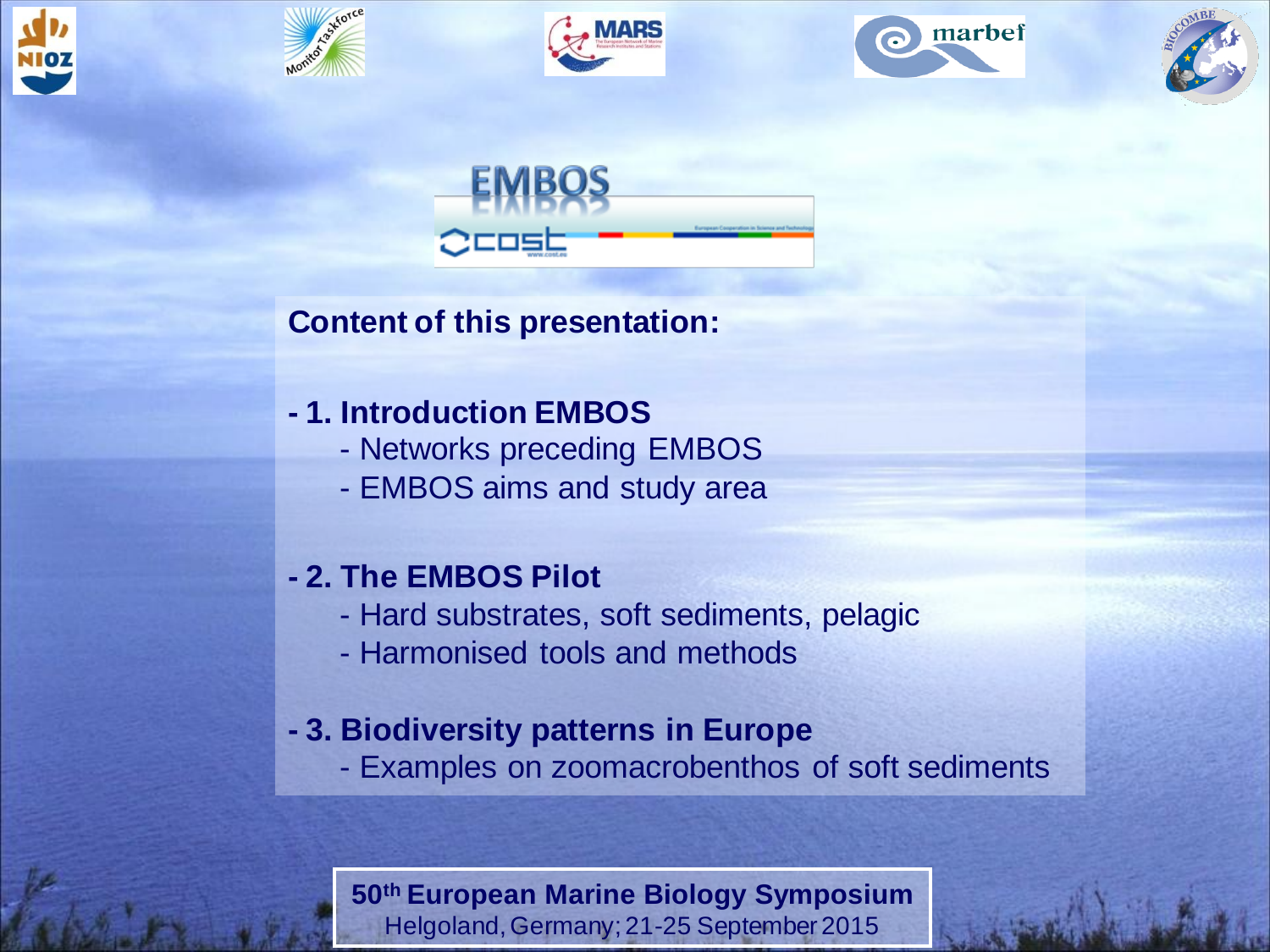**Content of this presentation:**

- **1. Introduction EMBOS**
  - Networks preceding EMBOS
  - EMBOS aims and study area

- **2. The EMBOS Pilot**
  - Hard substrates, soft sediments, pelagic
  - Harmonised tools and methods

- **3. Biodiversity patterns in Europe**
  - Examples on zoomacrobenthos of soft sediments

**50th European Marine Biology Symposium**
Helgoland, Germany; 21-25 September 2015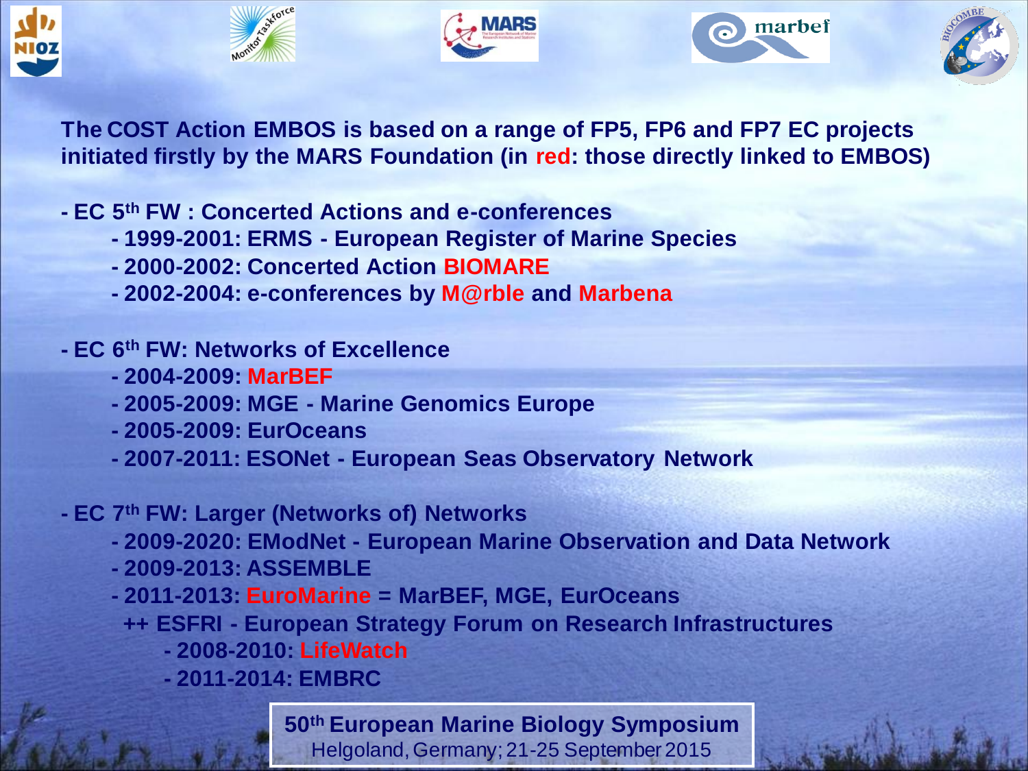**The COST Action EMBOS is based on a range of FP5, FP6 and FP7 EC projects initiated firstly by the MARS Foundation (in red: those directly linked to EMBOS)**

- **EC 5th FW : Concerted Actions and e-conferences**
  - **1999-2001: ERMS - European Register of Marine Species**
  - **2000-2002: Concerted Action BIOMARE**
  - **2002-2004: e-conferences by M@rble and Marbena**
- **EC 6th FW: Networks of Excellence**
  - **2004-2009: MarBEF**
  - **2005-2009: MGE - Marine Genomics Europe**
  - **2005-2009: EurOceans**
  - **2007-2011: ESONet - European Seas Observatory Network**
- **EC 7th FW: Larger (Networks of) Networks**
  - **2009-2020: EModNet - European Marine Observation and Data Network**
  - **2009-2013: ASSEMBLE**
  - **2011-2013: EuroMarine = MarBEF, MGE, EurOceans**
  - **++ ESFRI - European Strategy Forum on Research Infrastructures**
    - **2008-2010: LifeWatch**
    - **2011-2014: EMBRC**

**50th European Marine Biology Symposium**
Helgoland, Germany; 21-25 September 2015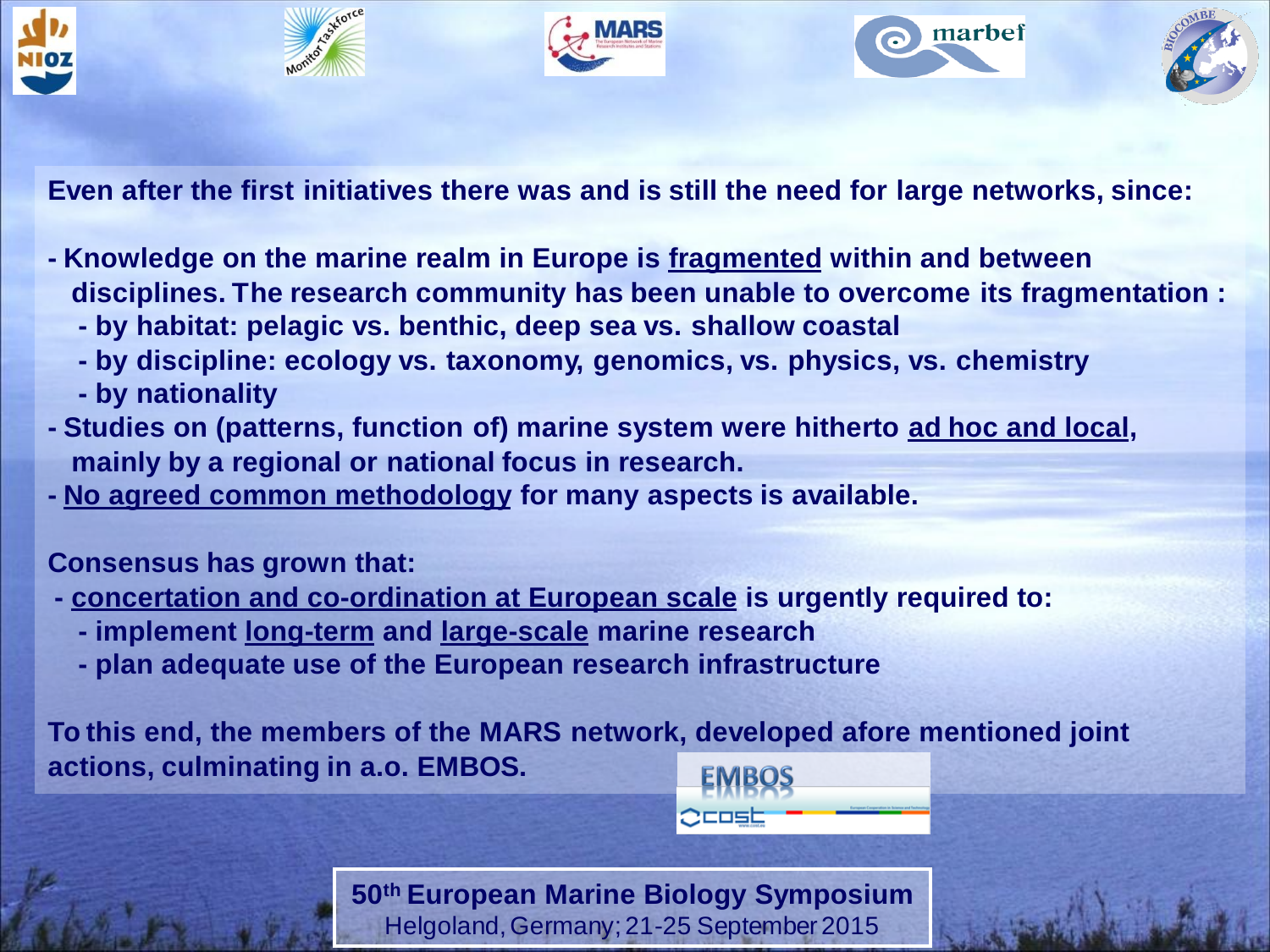**Even after the first initiatives there was and is still the need for large networks, since:**

- **Knowledge on the marine realm in Europe is <u>fragmented</u> within and between disciplines. The research community has been unable to overcome its fragmentation :**
  - **by habitat: pelagic vs. benthic, deep sea vs. shallow coastal**
  - **by discipline: ecology vs. taxonomy, genomics, vs. physics, vs. chemistry**
  - **by nationality**
- **Studies on (patterns, function of) marine system were hitherto <u>ad hoc and local</u>, mainly by a regional or national focus in research.**
- **<u>No agreed common methodology</u> for many aspects is available.**

**Consensus has grown that:**

- **<u>concertation and co-ordination at European scale</u> is urgently required to:**
  - **implement <u>long-term</u> and <u>large-scale</u> marine research**
  - **plan adequate use of the European research infrastructure**

**To this end, the members of the MARS network, developed afore mentioned joint actions, culminating in a.o. EMBOS.**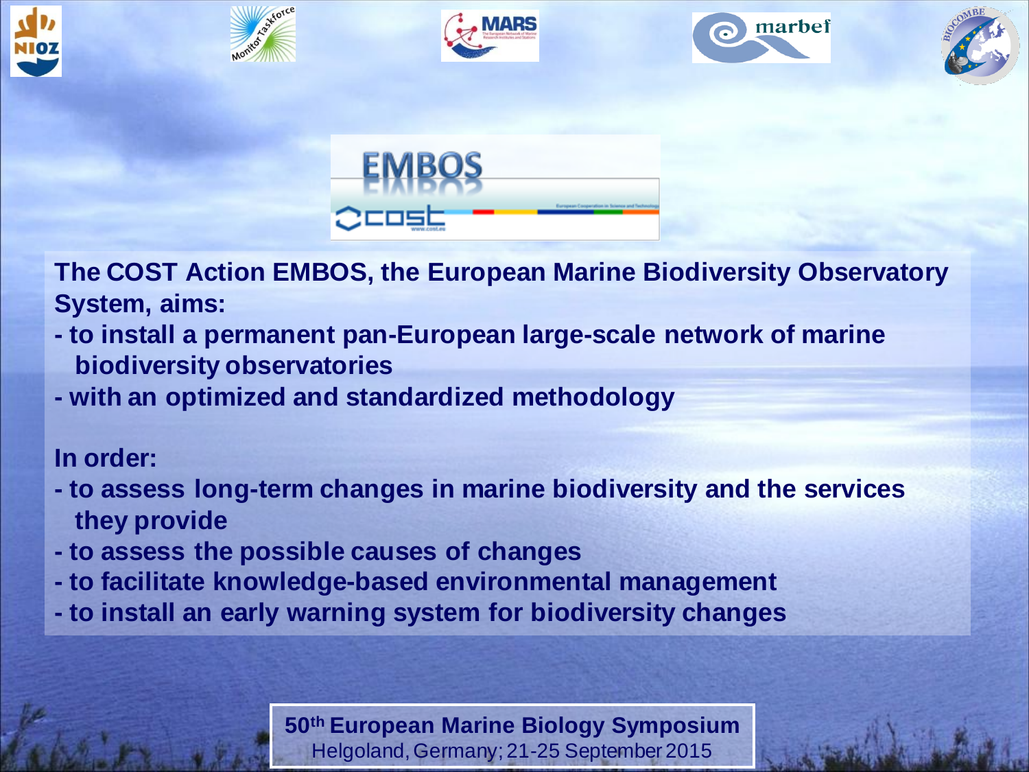**The COST Action EMBOS, the European Marine Biodiversity Observatory System, aims:**

- **to install a permanent pan-European large-scale network of marine biodiversity observatories**
- **with an optimized and standardized methodology**

**In order:**

- **to assess long-term changes in marine biodiversity and the services they provide**
- **to assess the possible causes of changes**
- **to facilitate knowledge-based environmental management**
- **to install an early warning system for biodiversity changes**

**50th European Marine Biology Symposium**
Helgoland, Germany; 21-25 September 2015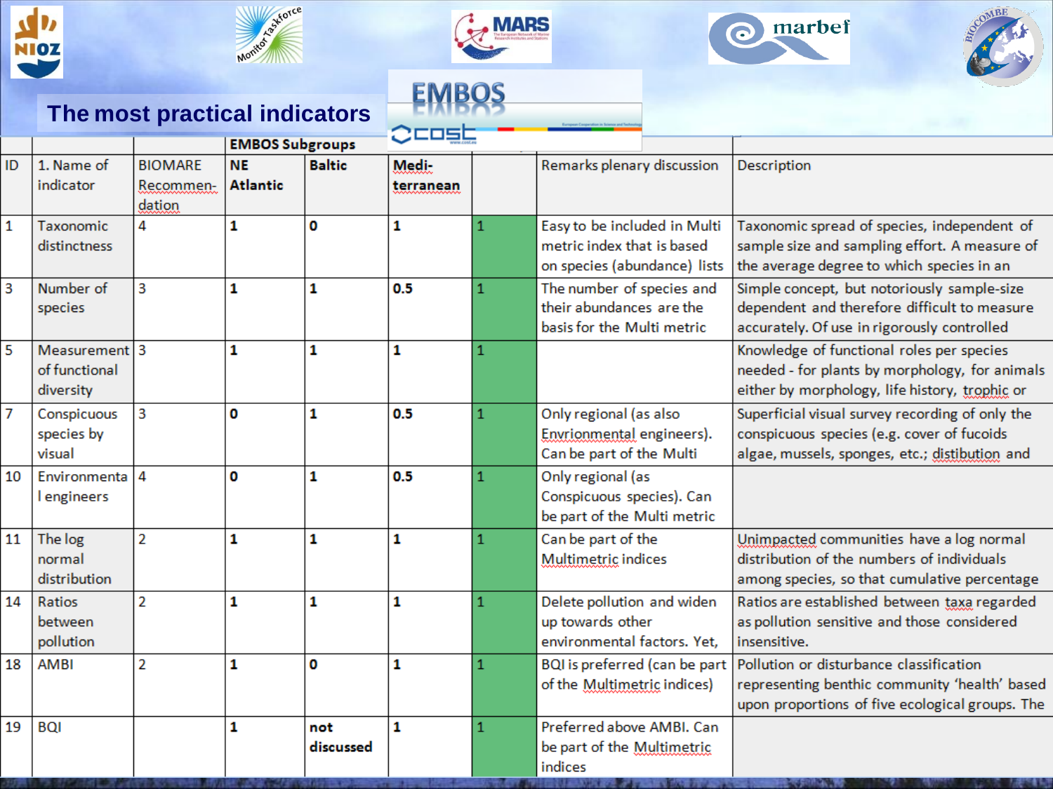# The most practical indicators

| ID | 1. Name of indicator | BIOMARE Recommen-dation | EMBOS Subgroups NE Atlantic | Baltic | Medi-terranean | | Remarks plenary discussion | Description |
|---|---|---|---|---|---|---|---|---|
| 1 | Taxonomic distinctness | 4 | **1** | **0** | **1** | 1 | Easy to be included in Multi metric index that is based on species (abundance) lists | Taxonomic spread of species, independent of sample size and sampling effort. A measure of the average degree to which species in an |
| 3 | Number of species | 3 | **1** | **1** | **0.5** | 1 | The number of species and their abundances are the basis for the Multi metric | Simple concept, but notoriously sample-size dependent and therefore difficult to measure accurately. Of use in rigorously controlled |
| 5 | Measurement of functional diversity | 3 | **1** | **1** | **1** | 1 | | Knowledge of functional roles per species needed - for plants by morphology, for animals either by morphology, life history, trophic or |
| 7 | Conspicuous species by visual | 3 | **0** | **1** | **0.5** | 1 | Only regional (as also Envrionmental engineers). Can be part of the Multi | Superficial visual survey recording of only the conspicuous species (e.g. cover of fucoids algae, mussels, sponges, etc.; distibution and |
| 10 | Environmental engineers | 4 | **0** | **1** | **0.5** | 1 | Only regional (as Conspicuous species). Can be part of the Multi metric | |
| 11 | The log normal distribution | 2 | **1** | **1** | **1** | 1 | Can be part of the Multimetric indices | Unimpacted communities have a log normal distribution of the numbers of individuals among species, so that cumulative percentage |
| 14 | Ratios between pollution | 2 | **1** | **1** | **1** | 1 | Delete pollution and widen up towards other environmental factors. Yet, | Ratios are established between taxa regarded as pollution sensitive and those considered insensitive. |
| 18 | AMBI | 2 | **1** | **0** | **1** | 1 | BQI is preferred (can be part of the Multimetric indices) | Pollution or disturbance classification representing benthic community 'health' based upon proportions of five ecological groups. The |
| 19 | BQI | | **1** | **not discussed** | **1** | 1 | Preferred above AMBI. Can be part of the Multimetric indices | |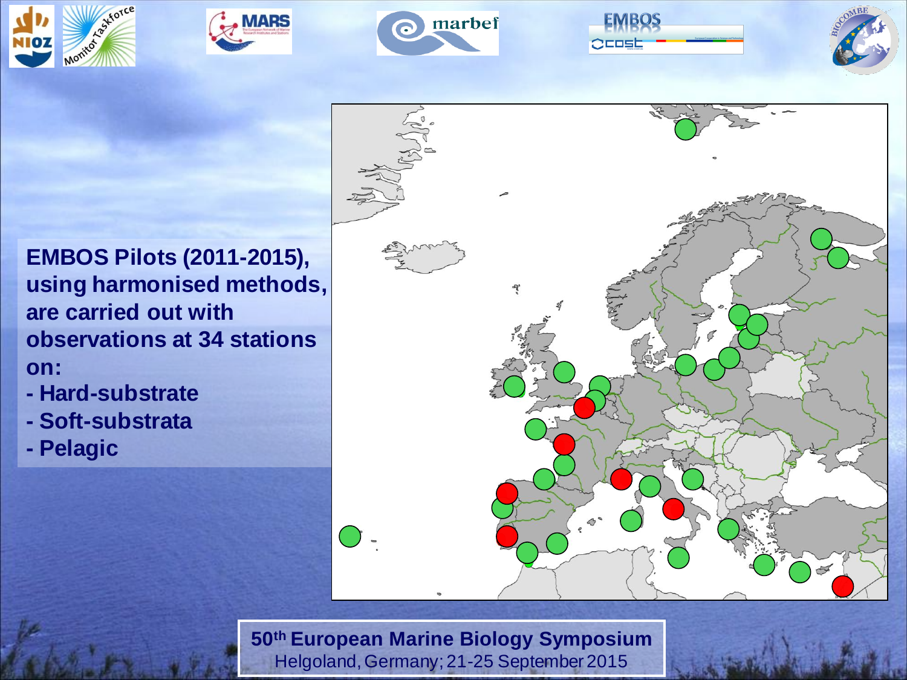**EMBOS Pilots (2011-2015), using harmonised methods, are carried out with observations at 34 stations on:**

- **Hard-substrate**
- **Soft-substrata**
- **Pelagic**

**50th European Marine Biology Symposium**

Helgoland, Germany; 21-25 September 2015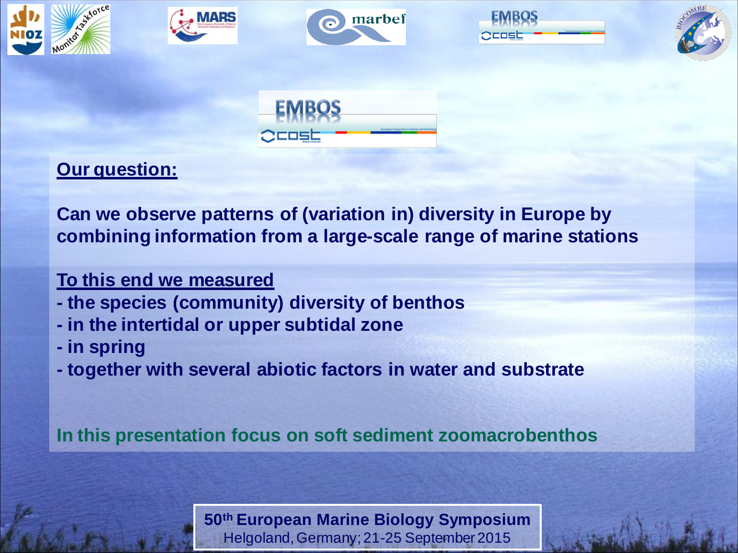**Our question:**

**Can we observe patterns of (variation in) diversity in Europe by combining information from a large-scale range of marine stations**

**To this end we measured**

- **the species (community) diversity of benthos**
- **in the intertidal or upper subtidal zone**
- **in spring**
- **together with several abiotic factors in water and substrate**

**In this presentation focus on soft sediment zoomacrobenthos**

**50th European Marine Biology Symposium**
Helgoland, Germany; 21-25 September 2015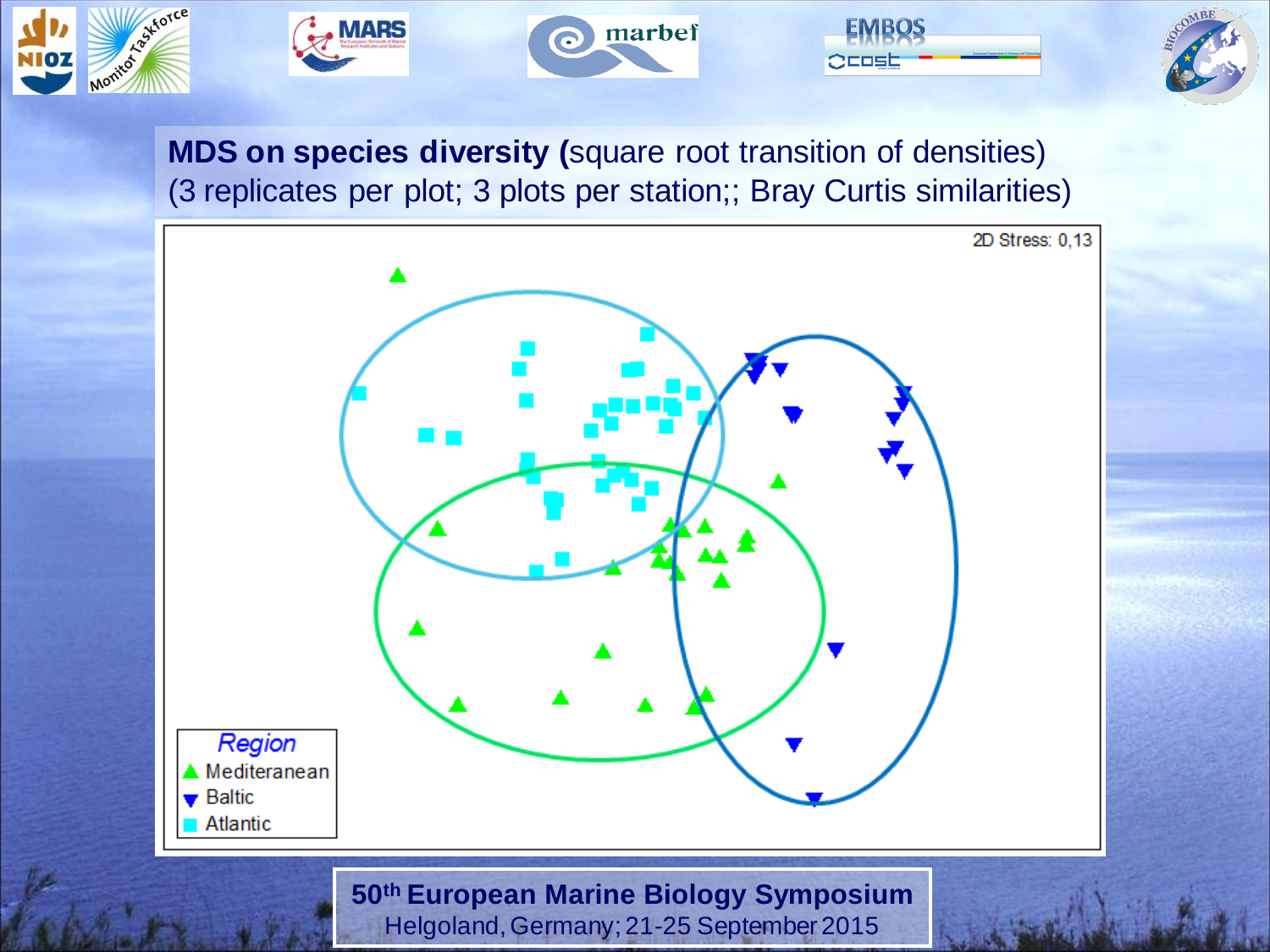**MDS on species diversity (**square root transition of densities)
(3 replicates per plot; 3 plots per station;; Bray Curtis similarities)

2D Stress: 0,13

*Region*
- Mediteranean
- Baltic
- Atlantic

**50th European Marine Biology Symposium**
Helgoland, Germany; 21-25 September 2015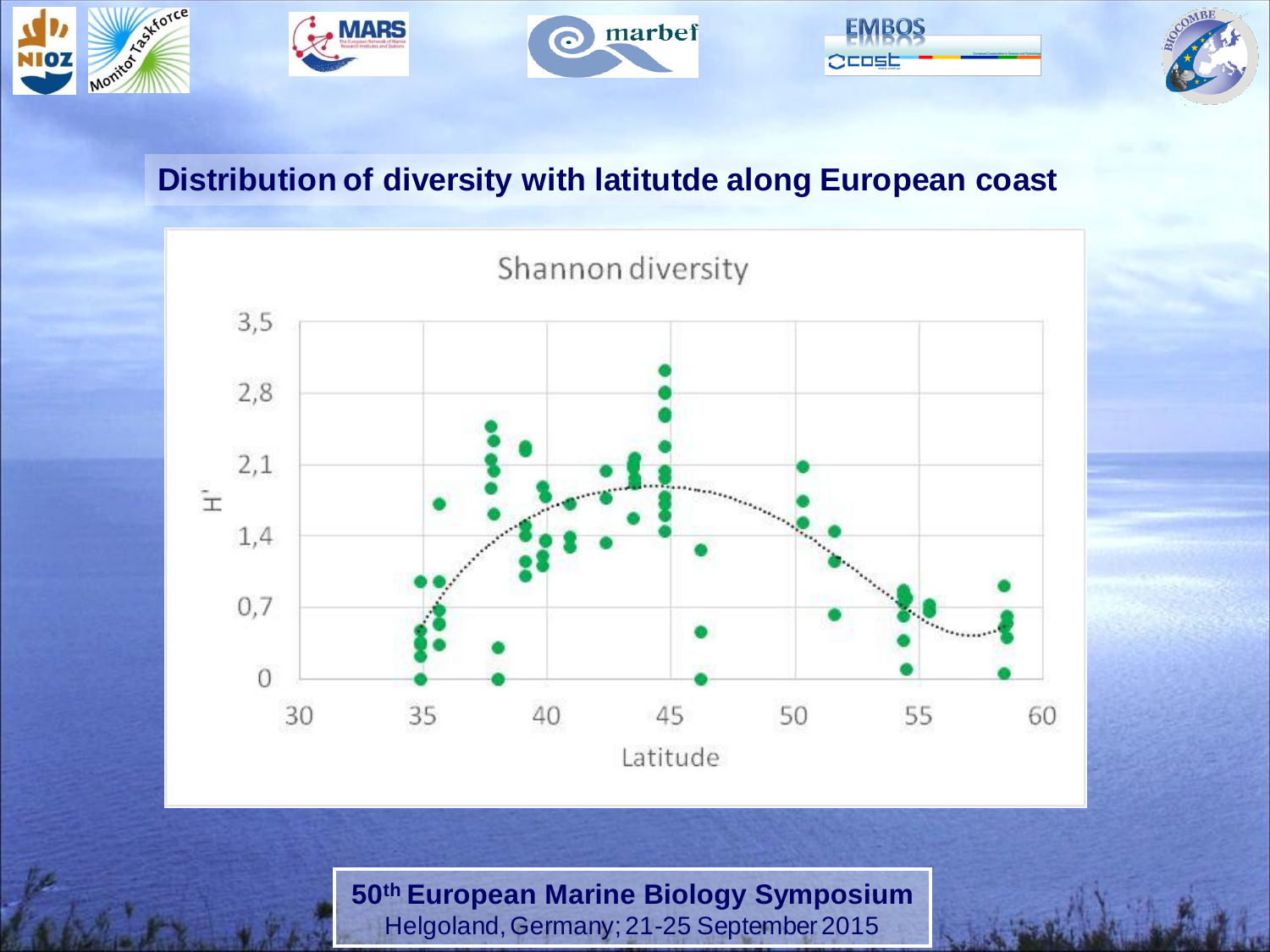## Distribution of diversity with latitutde along European coast

Shannon diversity

H'

Latitude

**50th European Marine Biology Symposium**
Helgoland, Germany; 21-25 September 2015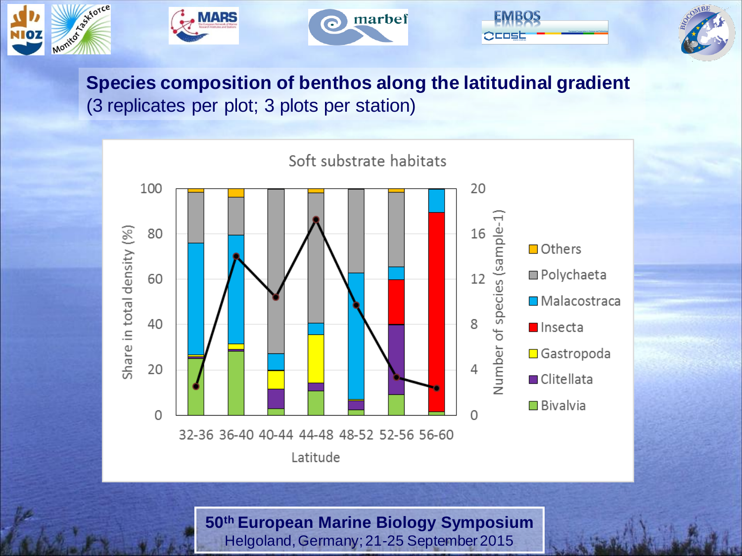**Species composition of benthos along the latitudinal gradient**
(3 replicates per plot; 3 plots per station)

Soft substrate habitats

Share in total density (%)

Number of species (sample-1)

Latitude: 32-36, 36-40, 40-44, 44-48, 48-52, 52-56, 56-60

Others, Polychaeta, Malacostraca, Insecta, Gastropoda, Clitellata, Bivalvia

**50th European Marine Biology Symposium**
Helgoland, Germany; 21-25 September 2015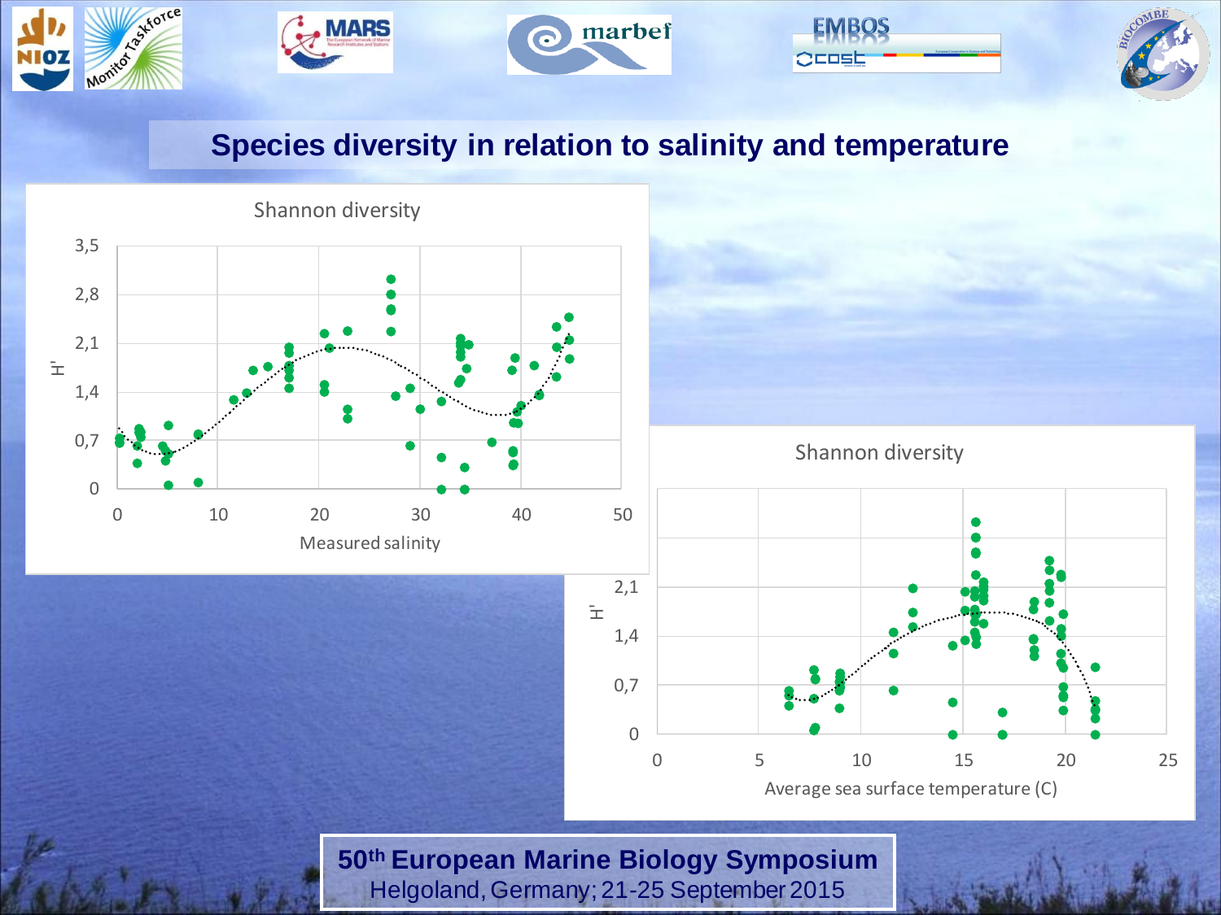## Species diversity in relation to salinity and temperature

Shannon diversity

H'

Measured salinity

Shannon diversity

H'

Average sea surface temperature (C)

**50th European Marine Biology Symposium**

Helgoland, Germany; 21-25 September 2015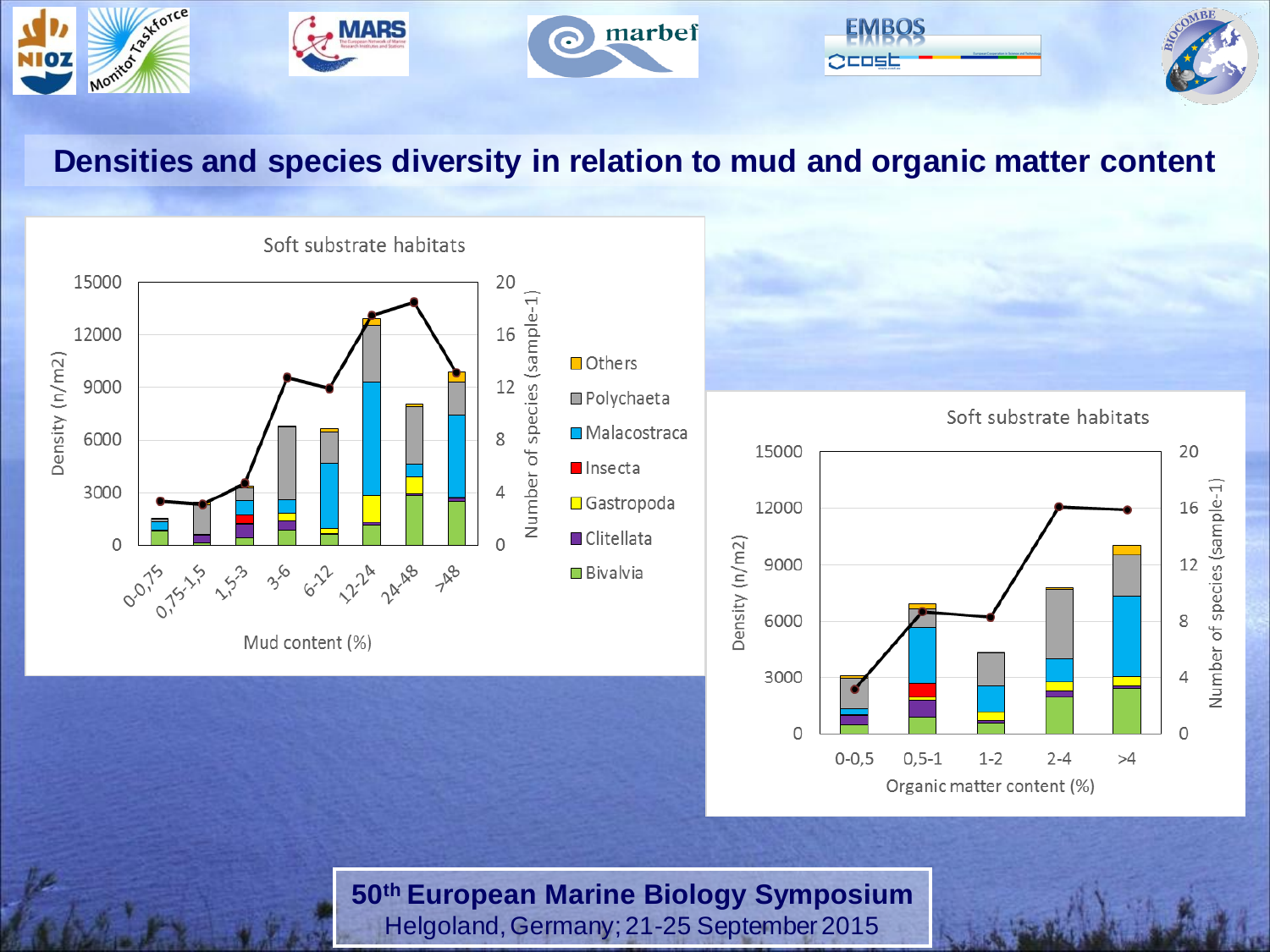# Densities and species diversity in relation to mud and organic matter content

**Soft substrate habitats**

Density (n/m2) — Number of species (sample-1)

Mud content (%): 0-0,75; 0,75-1,5; 1,5-3; 3-6; 6-12; 12-24; 24-48; >48

Legend: Others, Polychaeta, Malacostraca, Insecta, Gastropoda, Clitellata, Bivalvia

**Soft substrate habitats**

Density (n/m2) — Number of species (sample-1)

Organic matter content (%): 0-0,5; 0,5-1; 1-2; 2-4; >4

**50th European Marine Biology Symposium**
Helgoland, Germany; 21-25 September 2015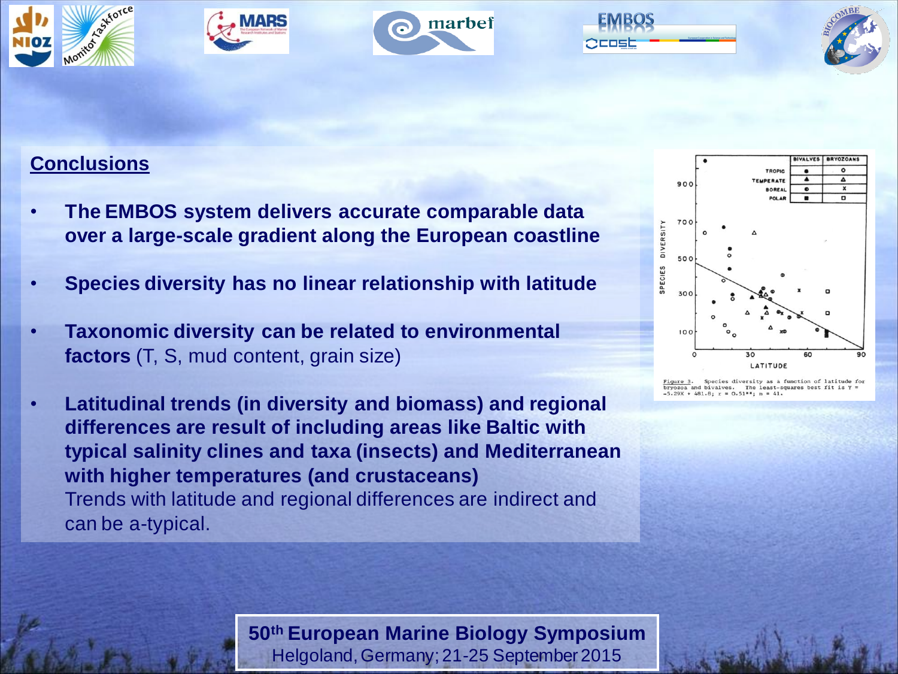## Conclusions

- **The EMBOS system delivers accurate comparable data over a large-scale gradient along the European coastline**
- **Species diversity has no linear relationship with latitude**
- **Taxonomic diversity can be related to environmental factors** (T, S, mud content, grain size)
- **Latitudinal trends (in diversity and biomass) and regional differences are result of including areas like Baltic with typical salinity clines and taxa (insects) and Mediterranean with higher temperatures (and crustaceans)**
  Trends with latitude and regional differences are indirect and can be a-typical.

Figure 3. Species diversity as a function of latitude for bryozoa and bivalves. The least-squares best fit is $Y = -5.29X + 481.8$; $r = 0.51^{**}$; $n = 41$.

**50th European Marine Biology Symposium**
Helgoland, Germany; 21-25 September 2015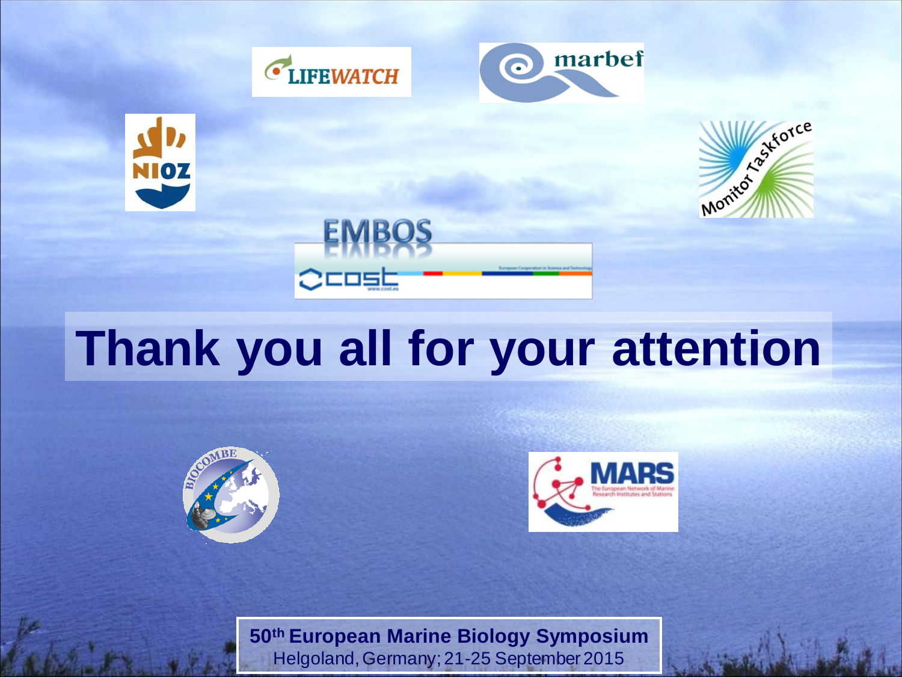# Thank you all for your attention

**50th European Marine Biology Symposium**
Helgoland, Germany; 21-25 September 2015